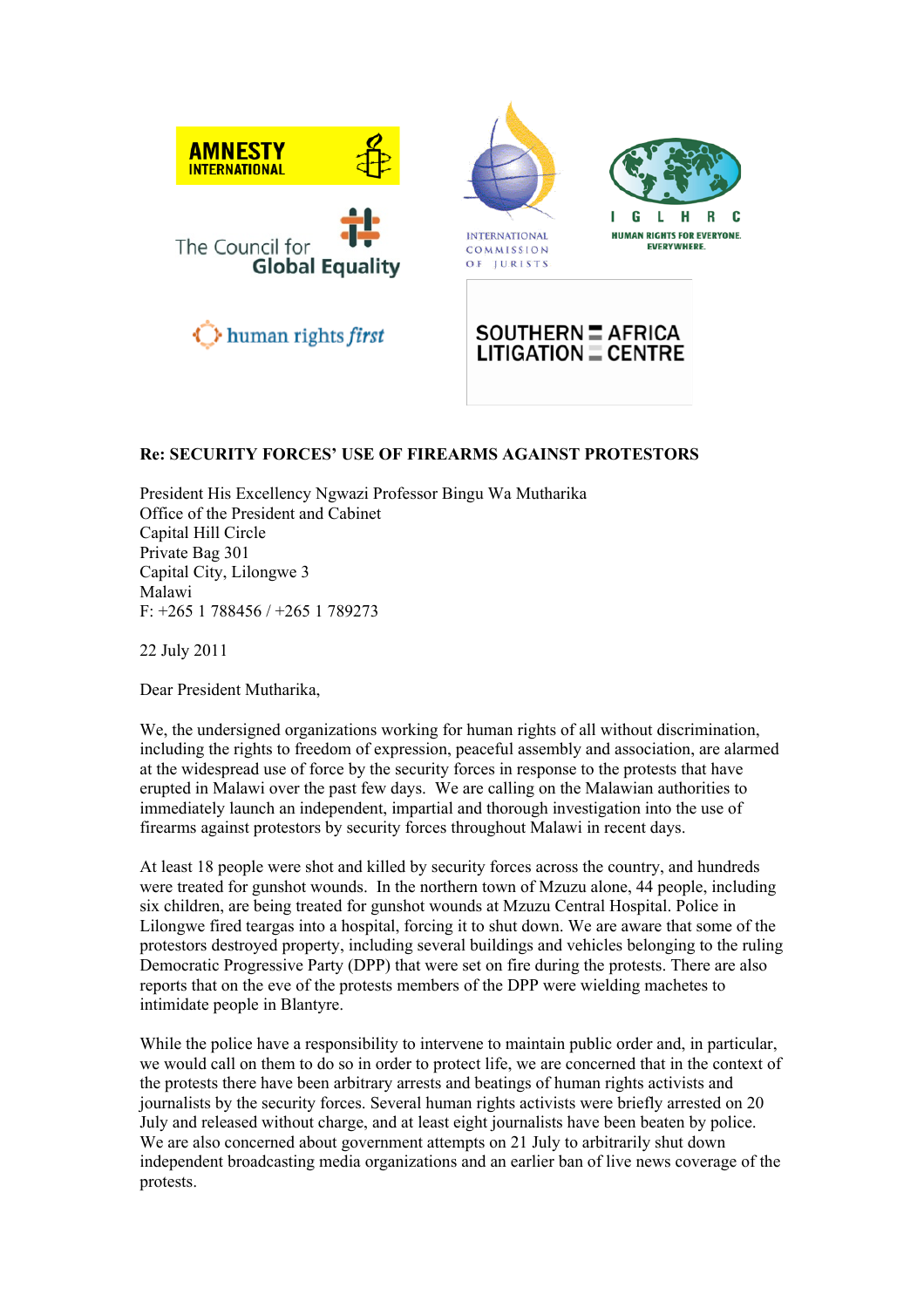AMNESTY INTERNATIONAL

The Council for Global Equality

human rights first

INTERNATIONAL COMMISSION OF JURISTS

IGLHRC HUMAN RIGHTS FOR EVERYONE. EVERYWHERE.

SOUTHERN AFRICA LITIGATION CENTRE

**Re: SECURITY FORCES' USE OF FIREARMS AGAINST PROTESTORS**

President His Excellency Ngwazi Professor Bingu Wa Mutharika
Office of the President and Cabinet
Capital Hill Circle
Private Bag 301
Capital City, Lilongwe 3
Malawi
F: +265 1 788456 / +265 1 789273

22 July 2011

Dear President Mutharika,

We, the undersigned organizations working for human rights of all without discrimination, including the rights to freedom of expression, peaceful assembly and association, are alarmed at the widespread use of force by the security forces in response to the protests that have erupted in Malawi over the past few days. We are calling on the Malawian authorities to immediately launch an independent, impartial and thorough investigation into the use of firearms against protestors by security forces throughout Malawi in recent days.

At least 18 people were shot and killed by security forces across the country, and hundreds were treated for gunshot wounds. In the northern town of Mzuzu alone, 44 people, including six children, are being treated for gunshot wounds at Mzuzu Central Hospital. Police in Lilongwe fired teargas into a hospital, forcing it to shut down. We are aware that some of the protestors destroyed property, including several buildings and vehicles belonging to the ruling Democratic Progressive Party (DPP) that were set on fire during the protests. There are also reports that on the eve of the protests members of the DPP were wielding machetes to intimidate people in Blantyre.

While the police have a responsibility to intervene to maintain public order and, in particular, we would call on them to do so in order to protect life, we are concerned that in the context of the protests there have been arbitrary arrests and beatings of human rights activists and journalists by the security forces. Several human rights activists were briefly arrested on 20 July and released without charge, and at least eight journalists have been beaten by police. We are also concerned about government attempts on 21 July to arbitrarily shut down independent broadcasting media organizations and an earlier ban of live news coverage of the protests.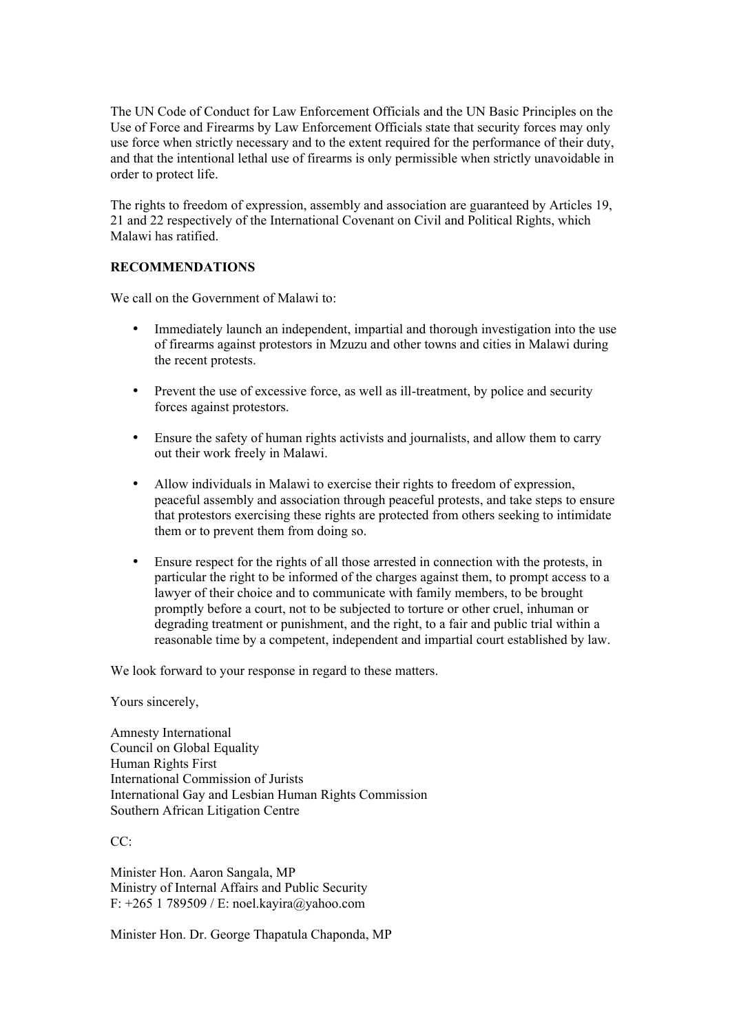The UN Code of Conduct for Law Enforcement Officials and the UN Basic Principles on the Use of Force and Firearms by Law Enforcement Officials state that security forces may only use force when strictly necessary and to the extent required for the performance of their duty, and that the intentional lethal use of firearms is only permissible when strictly unavoidable in order to protect life.

The rights to freedom of expression, assembly and association are guaranteed by Articles 19, 21 and 22 respectively of the International Covenant on Civil and Political Rights, which Malawi has ratified.

**RECOMMENDATIONS**

We call on the Government of Malawi to:

- Immediately launch an independent, impartial and thorough investigation into the use of firearms against protestors in Mzuzu and other towns and cities in Malawi during the recent protests.

- Prevent the use of excessive force, as well as ill-treatment, by police and security forces against protestors.

- Ensure the safety of human rights activists and journalists, and allow them to carry out their work freely in Malawi.

- Allow individuals in Malawi to exercise their rights to freedom of expression, peaceful assembly and association through peaceful protests, and take steps to ensure that protestors exercising these rights are protected from others seeking to intimidate them or to prevent them from doing so.

- Ensure respect for the rights of all those arrested in connection with the protests, in particular the right to be informed of the charges against them, to prompt access to a lawyer of their choice and to communicate with family members, to be brought promptly before a court, not to be subjected to torture or other cruel, inhuman or degrading treatment or punishment, and the right, to a fair and public trial within a reasonable time by a competent, independent and impartial court established by law.

We look forward to your response in regard to these matters.

Yours sincerely,

Amnesty International
Council on Global Equality
Human Rights First
International Commission of Jurists
International Gay and Lesbian Human Rights Commission
Southern African Litigation Centre

CC:

Minister Hon. Aaron Sangala, MP
Ministry of Internal Affairs and Public Security
F: +265 1 789509 / E: noel.kayira@yahoo.com

Minister Hon. Dr. George Thapatula Chaponda, MP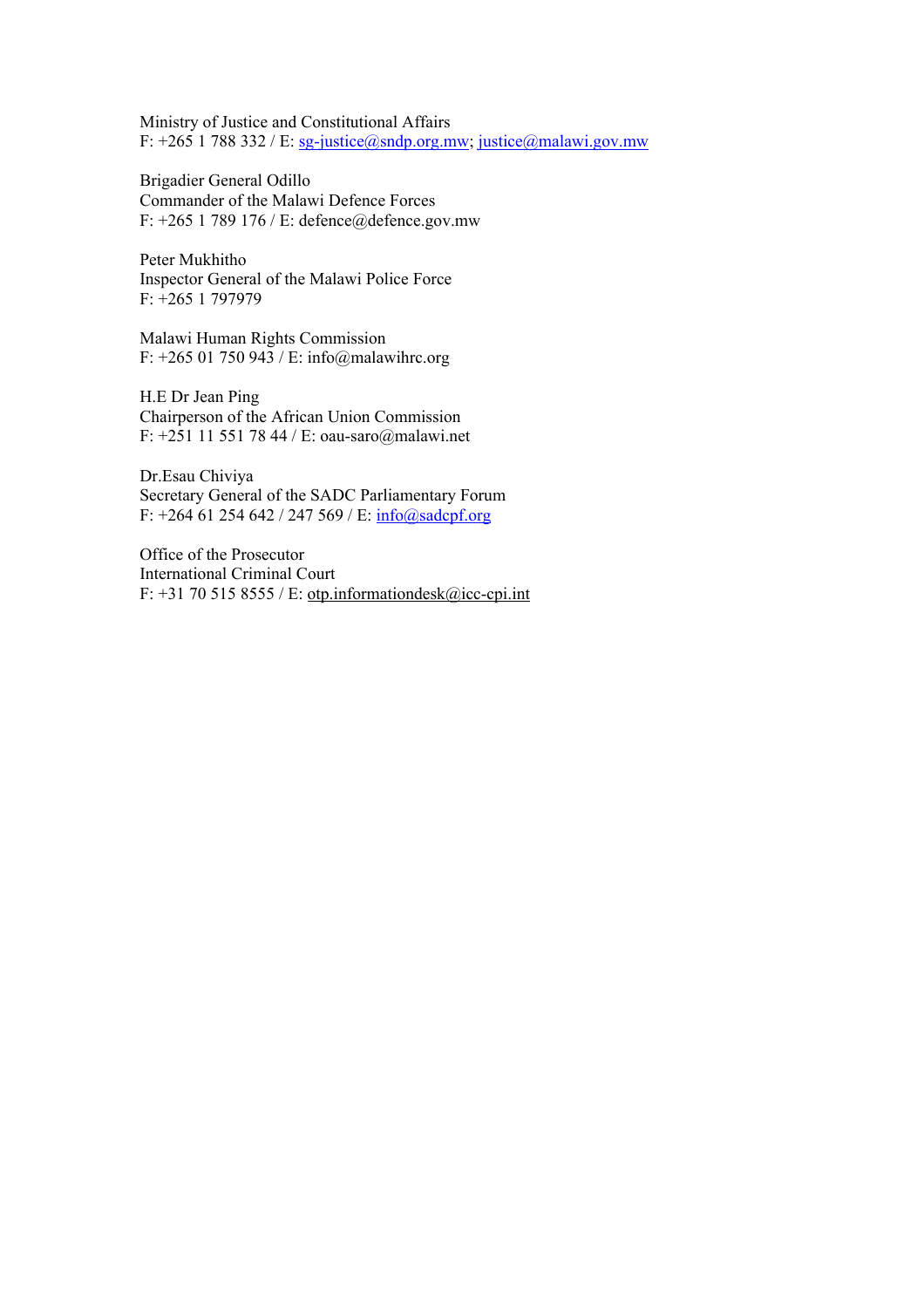Ministry of Justice and Constitutional Affairs
F: +265 1 788 332 / E: sg-justice@sndp.org.mw; justice@malawi.gov.mw

Brigadier General Odillo
Commander of the Malawi Defence Forces
F: +265 1 789 176 / E: defence@defence.gov.mw

Peter Mukhitho
Inspector General of the Malawi Police Force
F: +265 1 797979

Malawi Human Rights Commission
F: +265 01 750 943 / E: info@malawihrc.org

H.E Dr Jean Ping
Chairperson of the African Union Commission
F: +251 11 551 78 44 / E: oau-saro@malawi.net

Dr.Esau Chiviya
Secretary General of the SADC Parliamentary Forum
F: +264 61 254 642 / 247 569 / E: info@sadcpf.org

Office of the Prosecutor
International Criminal Court
F: +31 70 515 8555 / E: otp.informationdesk@icc-cpi.int